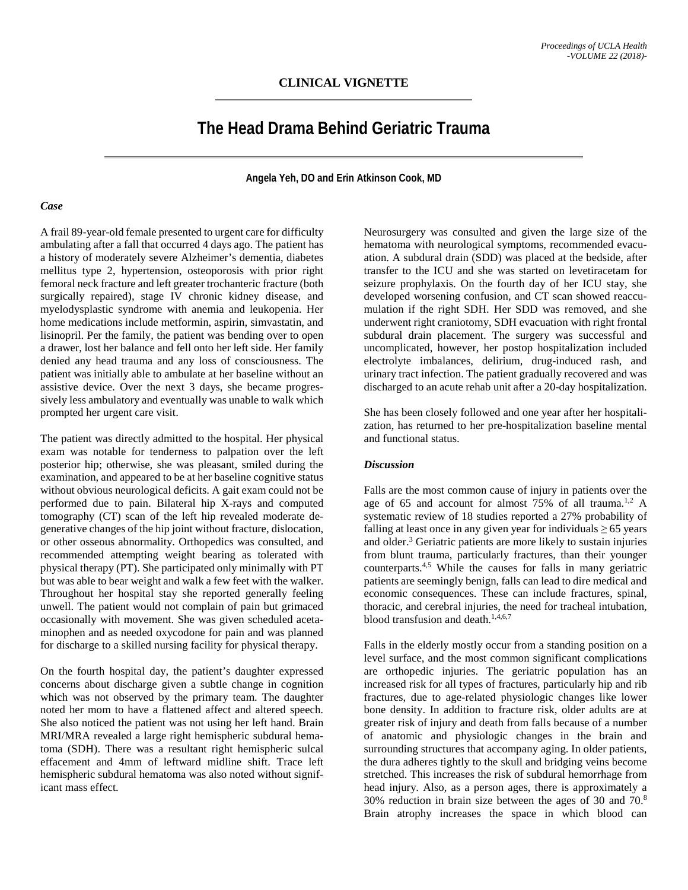**CLINICAL VIGNETTE**

# The Head Drama Behind Geriatric Trauma

**Angela Yeh, DO and Erin Atkinson Cook, MD**

### *Case*

A frail 89-year-old female presented to urgent care for difficulty ambulating after a fall that occurred 4 days ago. The patient has a history of moderately severe Alzheimer's dementia, diabetes mellitus type 2, hypertension, osteoporosis with prior right femoral neck fracture and left greater trochanteric fracture (both surgically repaired), stage IV chronic kidney disease, and myelodysplastic syndrome with anemia and leukopenia. Her home medications include metformin, aspirin, simvastatin, and lisinopril. Per the family, the patient was bending over to open a drawer, lost her balance and fell onto her left side. Her family denied any head trauma and any loss of consciousness. The patient was initially able to ambulate at her baseline without an assistive device. Over the next 3 days, she became progressively less ambulatory and eventually was unable to walk which prompted her urgent care visit.

The patient was directly admitted to the hospital. Her physical exam was notable for tenderness to palpation over the left posterior hip; otherwise, she was pleasant, smiled during the examination, and appeared to be at her baseline cognitive status without obvious neurological deficits. A gait exam could not be performed due to pain. Bilateral hip X-rays and computed tomography (CT) scan of the left hip revealed moderate degenerative changes of the hip joint without fracture, dislocation, or other osseous abnormality. Orthopedics was consulted, and recommended attempting weight bearing as tolerated with physical therapy (PT). She participated only minimally with PT but was able to bear weight and walk a few feet with the walker. Throughout her hospital stay she reported generally feeling unwell. The patient would not complain of pain but grimaced occasionally with movement. She was given scheduled acetaminophen and as needed oxycodone for pain and was planned for discharge to a skilled nursing facility for physical therapy.

On the fourth hospital day, the patient's daughter expressed concerns about discharge given a subtle change in cognition which was not observed by the primary team. The daughter noted her mom to have a flattened affect and altered speech. She also noticed the patient was not using her left hand. Brain MRI/MRA revealed a large right hemispheric subdural hematoma (SDH). There was a resultant right hemispheric sulcal effacement and 4mm of leftward midline shift. Trace left hemispheric subdural hematoma was also noted without significant mass effect.

Neurosurgery was consulted and given the large size of the hematoma with neurological symptoms, recommended evacuation. A subdural drain (SDD) was placed at the bedside, after transfer to the ICU and she was started on levetiracetam for seizure prophylaxis. On the fourth day of her ICU stay, she developed worsening confusion, and CT scan showed reaccumulation if the right SDH. Her SDD was removed, and she underwent right craniotomy, SDH evacuation with right frontal subdural drain placement. The surgery was successful and uncomplicated, however, her postop hospitalization included electrolyte imbalances, delirium, drug-induced rash, and urinary tract infection. The patient gradually recovered and was discharged to an acute rehab unit after a 20-day hospitalization.

She has been closely followed and one year after her hospitalization, has returned to her pre-hospitalization baseline mental and functional status.

### *Discussion*

Falls are the most common cause of injury in patients over the age of 65 and account for almost 75% of all trauma.[1,2] A systematic review of 18 studies reported a 27% probability of falling at least once in any given year for individuals ≥ 65 years and older.[3] Geriatric patients are more likely to sustain injuries from blunt trauma, particularly fractures, than their younger counterparts.[4,5] While the causes for falls in many geriatric patients are seemingly benign, falls can lead to dire medical and economic consequences. These can include fractures, spinal, thoracic, and cerebral injuries, the need for tracheal intubation, blood transfusion and death.[1,4,6,7]

Falls in the elderly mostly occur from a standing position on a level surface, and the most common significant complications are orthopedic injuries. The geriatric population has an increased risk for all types of fractures, particularly hip and rib fractures, due to age-related physiologic changes like lower bone density. In addition to fracture risk, older adults are at greater risk of injury and death from falls because of a number of anatomic and physiologic changes in the brain and surrounding structures that accompany aging. In older patients, the dura adheres tightly to the skull and bridging veins become stretched. This increases the risk of subdural hemorrhage from head injury. Also, as a person ages, there is approximately a 30% reduction in brain size between the ages of 30 and 70.[8] Brain atrophy increases the space in which blood can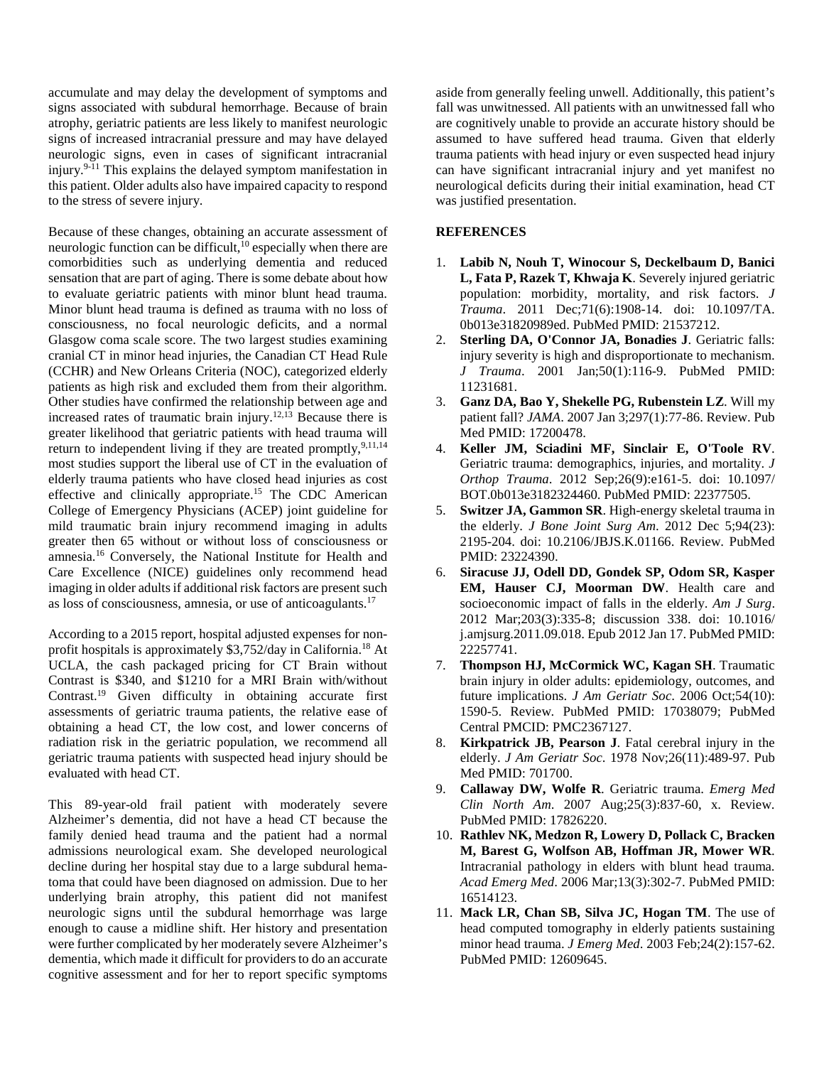accumulate and may delay the development of symptoms and signs associated with subdural hemorrhage. Because of brain atrophy, geriatric patients are less likely to manifest neurologic signs of increased intracranial pressure and may have delayed neurologic signs, even in cases of significant intracranial injury.[9-11] This explains the delayed symptom manifestation in this patient. Older adults also have impaired capacity to respond to the stress of severe injury.

Because of these changes, obtaining an accurate assessment of neurologic function can be difficult,[10] especially when there are comorbidities such as underlying dementia and reduced sensation that are part of aging. There is some debate about how to evaluate geriatric patients with minor blunt head trauma. Minor blunt head trauma is defined as trauma with no loss of consciousness, no focal neurologic deficits, and a normal Glasgow coma scale score. The two largest studies examining cranial CT in minor head injuries, the Canadian CT Head Rule (CCHR) and New Orleans Criteria (NOC), categorized elderly patients as high risk and excluded them from their algorithm. Other studies have confirmed the relationship between age and increased rates of traumatic brain injury.[12,13] Because there is greater likelihood that geriatric patients with head trauma will return to independent living if they are treated promptly,[9,11,14] most studies support the liberal use of CT in the evaluation of elderly trauma patients who have closed head injuries as cost effective and clinically appropriate.[15] The CDC American College of Emergency Physicians (ACEP) joint guideline for mild traumatic brain injury recommend imaging in adults greater then 65 without or without loss of consciousness or amnesia.[16] Conversely, the National Institute for Health and Care Excellence (NICE) guidelines only recommend head imaging in older adults if additional risk factors are present such as loss of consciousness, amnesia, or use of anticoagulants.[17]

According to a 2015 report, hospital adjusted expenses for non-profit hospitals is approximately $3,752/day in California.[18] At UCLA, the cash packaged pricing for CT Brain without Contrast is $340, and $1210 for a MRI Brain with/without Contrast.[19] Given difficulty in obtaining accurate first assessments of geriatric trauma patients, the relative ease of obtaining a head CT, the low cost, and lower concerns of radiation risk in the geriatric population, we recommend all geriatric trauma patients with suspected head injury should be evaluated with head CT.

This 89-year-old frail patient with moderately severe Alzheimer's dementia, did not have a head CT because the family denied head trauma and the patient had a normal admissions neurological exam. She developed neurological decline during her hospital stay due to a large subdural hematoma that could have been diagnosed on admission. Due to her underlying brain atrophy, this patient did not manifest neurologic signs until the subdural hemorrhage was large enough to cause a midline shift. Her history and presentation were further complicated by her moderately severe Alzheimer's dementia, which made it difficult for providers to do an accurate cognitive assessment and for her to report specific symptoms aside from generally feeling unwell. Additionally, this patient's fall was unwitnessed. All patients with an unwitnessed fall who are cognitively unable to provide an accurate history should be assumed to have suffered head trauma. Given that elderly trauma patients with head injury or even suspected head injury can have significant intracranial injury and yet manifest no neurological deficits during their initial examination, head CT was justified presentation.

## REFERENCES

1. **Labib N, Nouh T, Winocour S, Deckelbaum D, Banici L, Fata P, Razek T, Khwaja K**. Severely injured geriatric population: morbidity, mortality, and risk factors. *J Trauma*. 2011 Dec;71(6):1908-14. doi: 10.1097/TA.0b013e31820989ed. PubMed PMID: 21537212.
2. **Sterling DA, O'Connor JA, Bonadies J**. Geriatric falls: injury severity is high and disproportionate to mechanism. *J Trauma*. 2001 Jan;50(1):116-9. PubMed PMID: 11231681.
3. **Ganz DA, Bao Y, Shekelle PG, Rubenstein LZ**. Will my patient fall? *JAMA*. 2007 Jan 3;297(1):77-86. Review. Pub Med PMID: 17200478.
4. **Keller JM, Sciadini MF, Sinclair E, O'Toole RV**. Geriatric trauma: demographics, injuries, and mortality. *J Orthop Trauma*. 2012 Sep;26(9):e161-5. doi: 10.1097/BOT.0b013e3182324460. PubMed PMID: 22377505.
5. **Switzer JA, Gammon SR**. High-energy skeletal trauma in the elderly. *J Bone Joint Surg Am*. 2012 Dec 5;94(23): 2195-204. doi: 10.2106/JBJS.K.01166. Review. PubMed PMID: 23224390.
6. **Siracuse JJ, Odell DD, Gondek SP, Odom SR, Kasper EM, Hauser CJ, Moorman DW**. Health care and socioeconomic impact of falls in the elderly. *Am J Surg*. 2012 Mar;203(3):335-8; discussion 338. doi: 10.1016/j.amjsurg.2011.09.018. Epub 2012 Jan 17. PubMed PMID: 22257741.
7. **Thompson HJ, McCormick WC, Kagan SH**. Traumatic brain injury in older adults: epidemiology, outcomes, and future implications. *J Am Geriatr Soc*. 2006 Oct;54(10): 1590-5. Review. PubMed PMID: 17038079; PubMed Central PMCID: PMC2367127.
8. **Kirkpatrick JB, Pearson J**. Fatal cerebral injury in the elderly. *J Am Geriatr Soc*. 1978 Nov;26(11):489-97. Pub Med PMID: 701700.
9. **Callaway DW, Wolfe R**. Geriatric trauma. *Emerg Med Clin North Am*. 2007 Aug;25(3):837-60, x. Review. PubMed PMID: 17826220.
10. **Rathlev NK, Medzon R, Lowery D, Pollack C, Bracken M, Barest G, Wolfson AB, Hoffman JR, Mower WR**. Intracranial pathology in elders with blunt head trauma. *Acad Emerg Med*. 2006 Mar;13(3):302-7. PubMed PMID: 16514123.
11. **Mack LR, Chan SB, Silva JC, Hogan TM**. The use of head computed tomography in elderly patients sustaining minor head trauma. *J Emerg Med*. 2003 Feb;24(2):157-62. PubMed PMID: 12609645.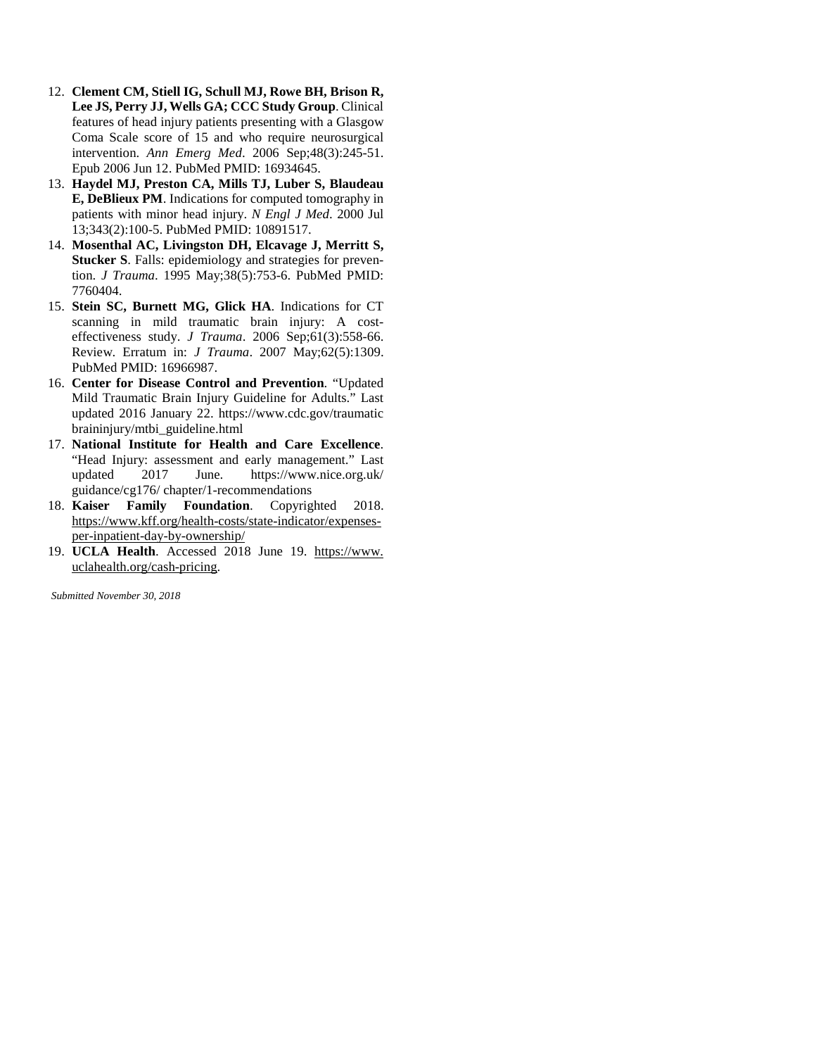12. **Clement CM, Stiell IG, Schull MJ, Rowe BH, Brison R, Lee JS, Perry JJ, Wells GA; CCC Study Group**. Clinical features of head injury patients presenting with a Glasgow Coma Scale score of 15 and who require neurosurgical intervention. *Ann Emerg Med*. 2006 Sep;48(3):245-51. Epub 2006 Jun 12. PubMed PMID: 16934645.
13. **Haydel MJ, Preston CA, Mills TJ, Luber S, Blaudeau E, DeBlieux PM**. Indications for computed tomography in patients with minor head injury. *N Engl J Med*. 2000 Jul 13;343(2):100-5. PubMed PMID: 10891517.
14. **Mosenthal AC, Livingston DH, Elcavage J, Merritt S, Stucker S**. Falls: epidemiology and strategies for prevention. *J Trauma*. 1995 May;38(5):753-6. PubMed PMID: 7760404.
15. **Stein SC, Burnett MG, Glick HA**. Indications for CT scanning in mild traumatic brain injury: A cost-effectiveness study. *J Trauma*. 2006 Sep;61(3):558-66. Review. Erratum in: *J Trauma*. 2007 May;62(5):1309. PubMed PMID: 16966987.
16. **Center for Disease Control and Prevention**. "Updated Mild Traumatic Brain Injury Guideline for Adults." Last updated 2016 January 22. https://www.cdc.gov/traumaticbraininjury/mtbi_guideline.html
17. **National Institute for Health and Care Excellence**. "Head Injury: assessment and early management." Last updated 2017 June. https://www.nice.org.uk/guidance/cg176/ chapter/1-recommendations
18. **Kaiser Family Foundation**. Copyrighted 2018. https://www.kff.org/health-costs/state-indicator/expenses-per-inpatient-day-by-ownership/
19. **UCLA Health**. Accessed 2018 June 19. https://www.uclahealth.org/cash-pricing.

*Submitted November 30, 2018*